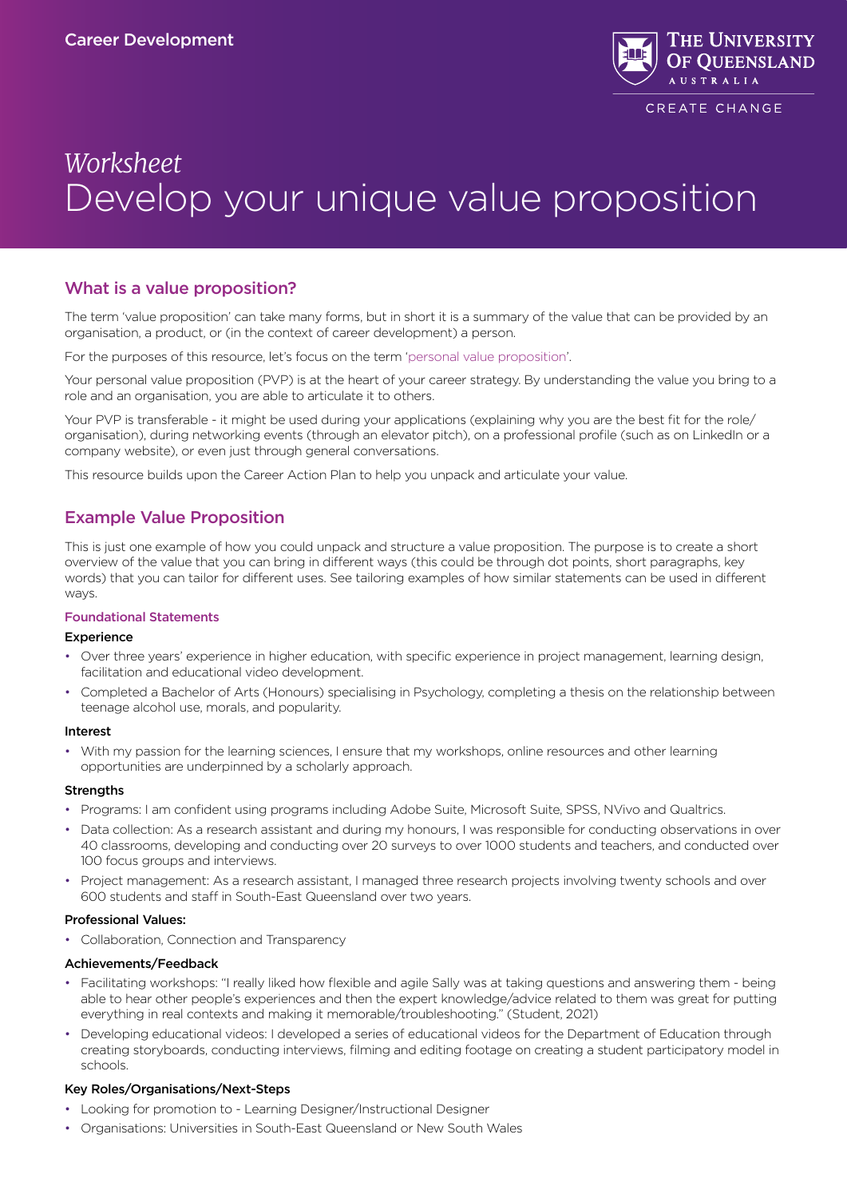Career Development

# *Worksheet* Develop your unique value proposition

## What is a value proposition?

The term 'value proposition' can take many forms, but in short it is a summary of the value that can be provided by an organisation, a product, or (in the context of career development) a person.

For the purposes of this resource, let's focus on the term 'personal value proposition'.

Your personal value proposition (PVP) is at the heart of your career strategy. By understanding the value you bring to a role and an organisation, you are able to articulate it to others.

Your PVP is transferable - it might be used during your applications (explaining why you are the best fit for the role/ organisation), during networking events (through an elevator pitch), on a professional profile (such as on LinkedIn or a company website), or even just through general conversations.

This resource builds upon the Career Action Plan to help you unpack and articulate your value.

## Example Value Proposition

This is just one example of how you could unpack and structure a value proposition. The purpose is to create a short overview of the value that you can bring in different ways (this could be through dot points, short paragraphs, key words) that you can tailor for different uses. See tailoring examples of how similar statements can be used in different ways.

### Foundational Statements

**Experience**

- Over three years' experience in higher education, with specific experience in project management, learning design, facilitation and educational video development.
- Completed a Bachelor of Arts (Honours) specialising in Psychology, completing a thesis on the relationship between teenage alcohol use, morals, and popularity.

**Interest**

- With my passion for the learning sciences, I ensure that my workshops, online resources and other learning opportunities are underpinned by a scholarly approach.

**Strengths**

- Programs: I am confident using programs including Adobe Suite, Microsoft Suite, SPSS, NVivo and Qualtrics.
- Data collection: As a research assistant and during my honours, I was responsible for conducting observations in over 40 classrooms, developing and conducting over 20 surveys to over 1000 students and teachers, and conducted over 100 focus groups and interviews.
- Project management: As a research assistant, I managed three research projects involving twenty schools and over 600 students and staff in South-East Queensland over two years.

**Professional Values:**

- Collaboration, Connection and Transparency

**Achievements/Feedback**

- Facilitating workshops: "I really liked how flexible and agile Sally was at taking questions and answering them - being able to hear other people's experiences and then the expert knowledge/advice related to them was great for putting everything in real contexts and making it memorable/troubleshooting." (Student, 2021)
- Developing educational videos: I developed a series of educational videos for the Department of Education through creating storyboards, conducting interviews, filming and editing footage on creating a student participatory model in schools.

**Key Roles/Organisations/Next-Steps**

- Looking for promotion to - Learning Designer/Instructional Designer
- Organisations: Universities in South-East Queensland or New South Wales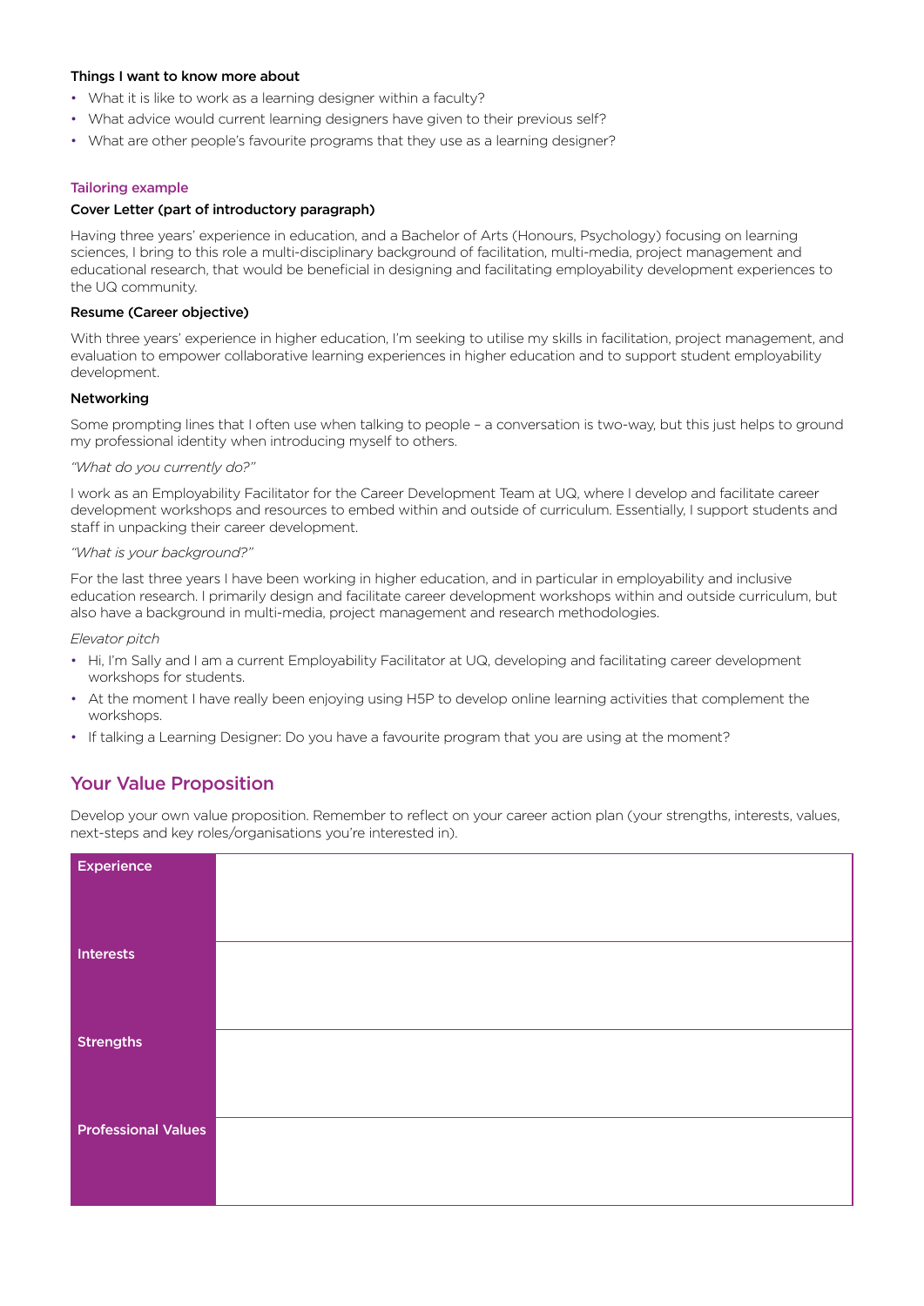**Things I want to know more about**

- What it is like to work as a learning designer within a faculty?
- What advice would current learning designers have given to their previous self?
- What are other people's favourite programs that they use as a learning designer?

### Tailoring example

**Cover Letter (part of introductory paragraph)**

Having three years' experience in education, and a Bachelor of Arts (Honours, Psychology) focusing on learning sciences, I bring to this role a multi-disciplinary background of facilitation, multi-media, project management and educational research, that would be beneficial in designing and facilitating employability development experiences to the UQ community.

**Resume (Career objective)**

With three years' experience in higher education, I'm seeking to utilise my skills in facilitation, project management, and evaluation to empower collaborative learning experiences in higher education and to support student employability development.

**Networking**

Some prompting lines that I often use when talking to people – a conversation is two-way, but this just helps to ground my professional identity when introducing myself to others.

*"What do you currently do?"*

I work as an Employability Facilitator for the Career Development Team at UQ, where I develop and facilitate career development workshops and resources to embed within and outside of curriculum. Essentially, I support students and staff in unpacking their career development.

*"What is your background?"*

For the last three years I have been working in higher education, and in particular in employability and inclusive education research. I primarily design and facilitate career development workshops within and outside curriculum, but also have a background in multi-media, project management and research methodologies.

*Elevator pitch*

- Hi, I'm Sally and I am a current Employability Facilitator at UQ, developing and facilitating career development workshops for students.
- At the moment I have really been enjoying using H5P to develop online learning activities that complement the workshops.
- If talking a Learning Designer: Do you have a favourite program that you are using at the moment?

## Your Value Proposition

Develop your own value proposition. Remember to reflect on your career action plan (your strengths, interests, values, next-steps and key roles/organisations you're interested in).

| | |
|---|---|
| **Experience** | |
| **Interests** | |
| **Strengths** | |
| **Professional Values** | |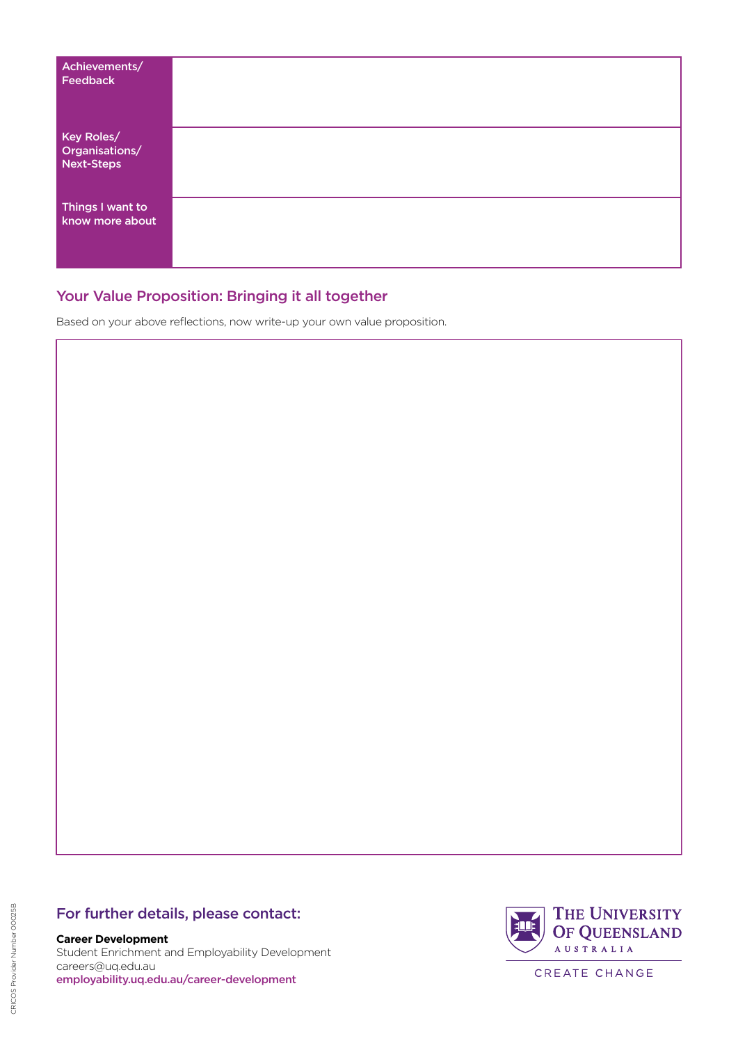| | |
|---|---|
| Achievements/ Feedback | |
| Key Roles/ Organisations/ Next-Steps | |
| Things I want to know more about | |

## Your Value Proposition: Bringing it all together

Based on your above reflections, now write-up your own value proposition.

| |
|---|
| |

## For further details, please contact:

**Career Development**
Student Enrichment and Employability Development
careers@uq.edu.au
employability.uq.edu.au/career-development

THE UNIVERSITY OF QUEENSLAND
AUSTRALIA

CREATE CHANGE

CRICOS Provider Number 00025B